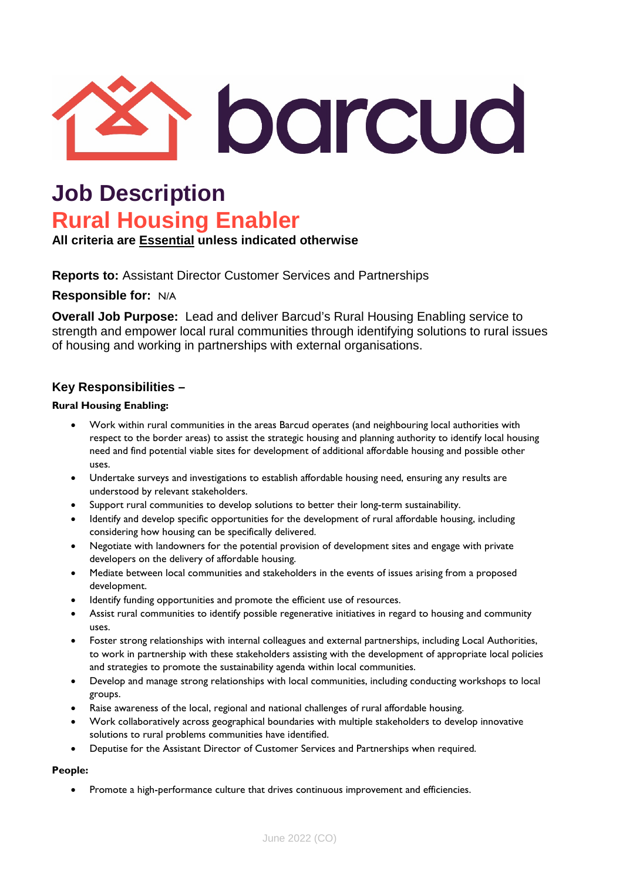# Job Description

# Rural Housing Enabler

**All criteria are Essential unless indicated otherwise**

**Reports to:** Assistant Director Customer Services and Partnerships

**Responsible for:** N/A

**Overall Job Purpose:** Lead and deliver Barcud's Rural Housing Enabling service to strength and empower local rural communities through identifying solutions to rural issues of housing and working in partnerships with external organisations.

## Key Responsibilities –

**Rural Housing Enabling:**

- Work within rural communities in the areas Barcud operates (and neighbouring local authorities with respect to the border areas) to assist the strategic housing and planning authority to identify local housing need and find potential viable sites for development of additional affordable housing and possible other uses.
- Undertake surveys and investigations to establish affordable housing need, ensuring any results are understood by relevant stakeholders.
- Support rural communities to develop solutions to better their long-term sustainability.
- Identify and develop specific opportunities for the development of rural affordable housing, including considering how housing can be specifically delivered.
- Negotiate with landowners for the potential provision of development sites and engage with private developers on the delivery of affordable housing.
- Mediate between local communities and stakeholders in the events of issues arising from a proposed development.
- Identify funding opportunities and promote the efficient use of resources.
- Assist rural communities to identify possible regenerative initiatives in regard to housing and community uses.
- Foster strong relationships with internal colleagues and external partnerships, including Local Authorities, to work in partnership with these stakeholders assisting with the development of appropriate local policies and strategies to promote the sustainability agenda within local communities.
- Develop and manage strong relationships with local communities, including conducting workshops to local groups.
- Raise awareness of the local, regional and national challenges of rural affordable housing.
- Work collaboratively across geographical boundaries with multiple stakeholders to develop innovative solutions to rural problems communities have identified.
- Deputise for the Assistant Director of Customer Services and Partnerships when required.

**People:**

- Promote a high-performance culture that drives continuous improvement and efficiencies.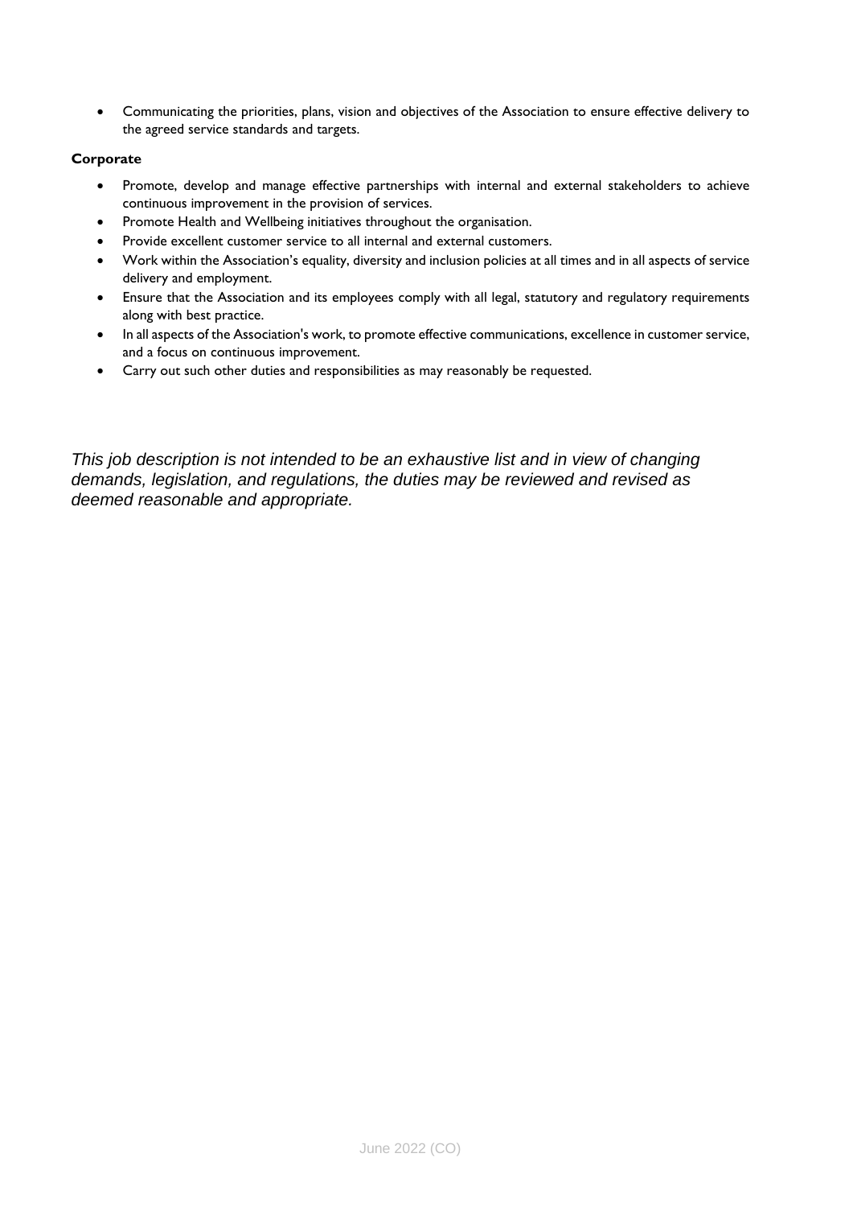- Communicating the priorities, plans, vision and objectives of the Association to ensure effective delivery to the agreed service standards and targets.

**Corporate**

- Promote, develop and manage effective partnerships with internal and external stakeholders to achieve continuous improvement in the provision of services.
- Promote Health and Wellbeing initiatives throughout the organisation.
- Provide excellent customer service to all internal and external customers.
- Work within the Association's equality, diversity and inclusion policies at all times and in all aspects of service delivery and employment.
- Ensure that the Association and its employees comply with all legal, statutory and regulatory requirements along with best practice.
- In all aspects of the Association's work, to promote effective communications, excellence in customer service, and a focus on continuous improvement.
- Carry out such other duties and responsibilities as may reasonably be requested.

*This job description is not intended to be an exhaustive list and in view of changing demands, legislation, and regulations, the duties may be reviewed and revised as deemed reasonable and appropriate.*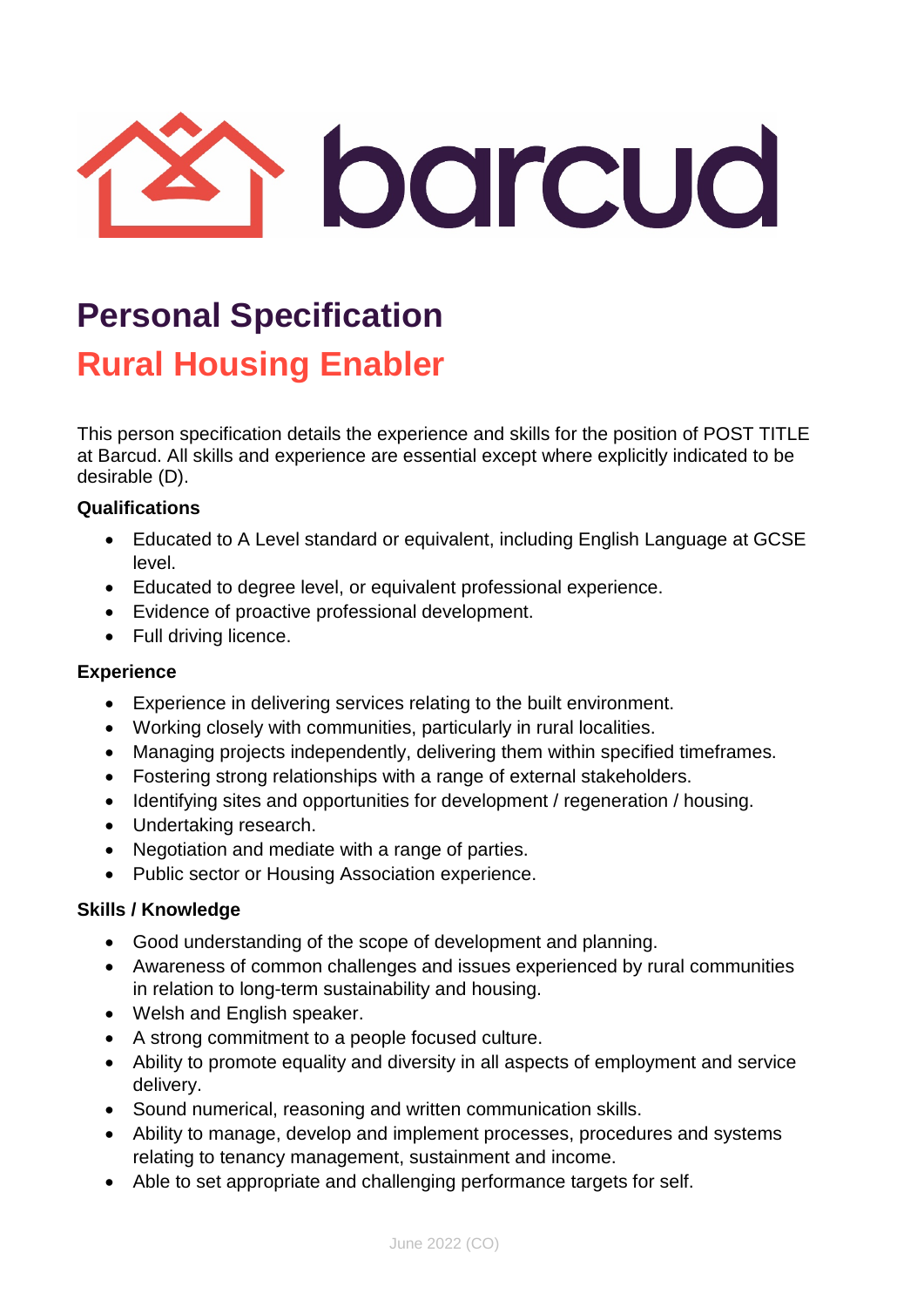# Personal Specification

## Rural Housing Enabler

This person specification details the experience and skills for the position of POST TITLE at Barcud. All skills and experience are essential except where explicitly indicated to be desirable (D).

**Qualifications**

- Educated to A Level standard or equivalent, including English Language at GCSE level.
- Educated to degree level, or equivalent professional experience.
- Evidence of proactive professional development.
- Full driving licence.

**Experience**

- Experience in delivering services relating to the built environment.
- Working closely with communities, particularly in rural localities.
- Managing projects independently, delivering them within specified timeframes.
- Fostering strong relationships with a range of external stakeholders.
- Identifying sites and opportunities for development / regeneration / housing.
- Undertaking research.
- Negotiation and mediate with a range of parties.
- Public sector or Housing Association experience.

**Skills / Knowledge**

- Good understanding of the scope of development and planning.
- Awareness of common challenges and issues experienced by rural communities in relation to long-term sustainability and housing.
- Welsh and English speaker.
- A strong commitment to a people focused culture.
- Ability to promote equality and diversity in all aspects of employment and service delivery.
- Sound numerical, reasoning and written communication skills.
- Ability to manage, develop and implement processes, procedures and systems relating to tenancy management, sustainment and income.
- Able to set appropriate and challenging performance targets for self.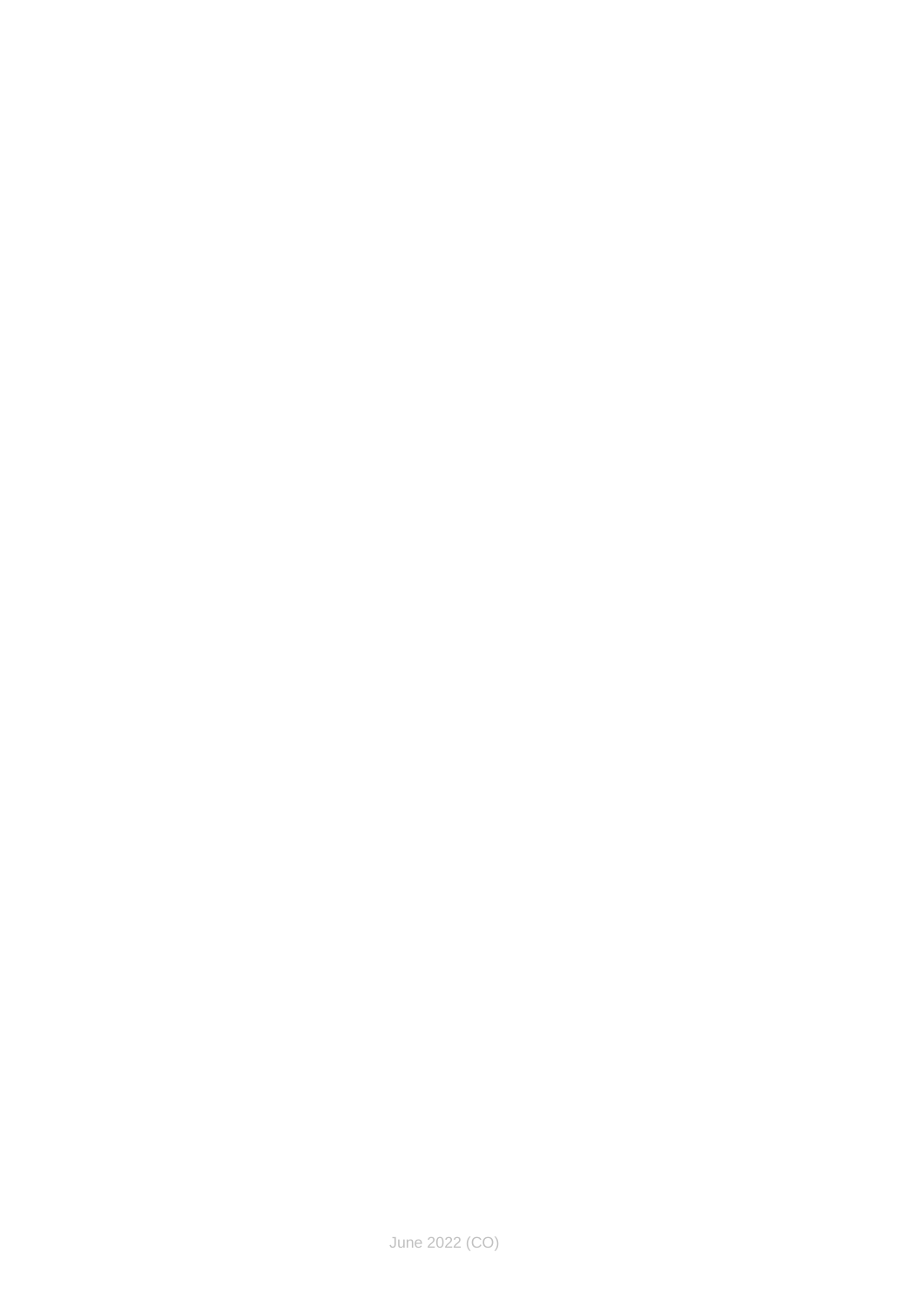June 2022 (CO)